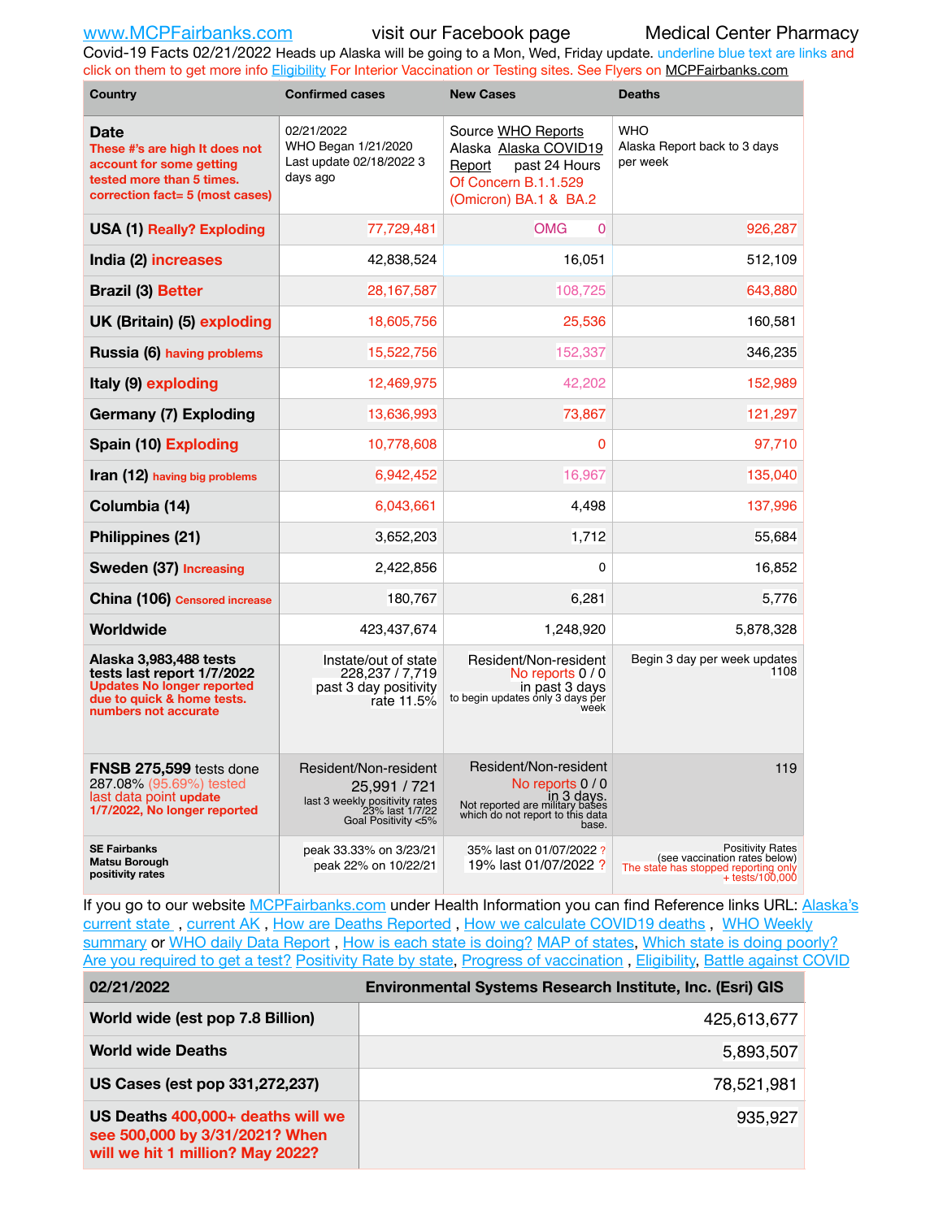www.MCPFairbanks.com visit our Facebook page Medical Center Pharmacy

Covid-19 Facts 02/21/2022 Heads up Alaska will be going to a Mon, Wed, Friday update. underline blue text are links and click on them to get more info Eligibility For Interior Vaccination or Testing sites. See Flyers on MCPFairbanks.com

| Country | Confirmed cases | New Cases | Deaths |
|---|---|---|---|
| **Date** These #'s are high It does not account for some getting tested more than 5 times. correction fact= 5 (most cases) | 02/21/2022 WHO Began 1/21/2020 Last update 02/18/2022 3 days ago | Source WHO Reports Alaska Alaska COVID19 Report past 24 Hours Of Concern B.1.1.529 (Omicron) BA.1 & BA.2 | WHO Alaska Report back to 3 days per week |
| **USA (1)** Really? Exploding | 77,729,481 | OMG 0 | 926,287 |
| **India (2)** increases | 42,838,524 | 16,051 | 512,109 |
| **Brazil (3)** Better | 28,167,587 | 108,725 | 643,880 |
| **UK (Britain) (5)** exploding | 18,605,756 | 25,536 | 160,581 |
| **Russia (6)** having problems | 15,522,756 | 152,337 | 346,235 |
| **Italy (9)** exploding | 12,469,975 | 42,202 | 152,989 |
| **Germany (7) Exploding** | 13,636,993 | 73,867 | 121,297 |
| **Spain (10)** Exploding | 10,778,608 | 0 | 97,710 |
| **Iran (12)** having big problems | 6,942,452 | 16,967 | 135,040 |
| **Columbia (14)** | 6,043,661 | 4,498 | 137,996 |
| **Philippines (21)** | 3,652,203 | 1,712 | 55,684 |
| **Sweden (37)** Increasing | 2,422,856 | 0 | 16,852 |
| **China (106)** Censored increase | 180,767 | 6,281 | 5,776 |
| **Worldwide** | 423,437,674 | 1,248,920 | 5,878,328 |
| **Alaska 3,983,488 tests tests last report 1/7/2022** Updates No longer reported due to quick & home tests. numbers not accurate | Instate/out of state 228,237 / 7,719 past 3 day positivity rate 11.5% | Resident/Non-resident No reports 0 / 0 in past 3 days to begin updates only 3 days per week | Begin 3 day per week updates 1108 |
| **FNSB 275,599** tests done 287.08% (95.69%) tested last data point update 1/7/2022, No longer reported | Resident/Non-resident 25,991 / 721 last 3 weekly positivity rates 23% last 1/7/22 Goal Positivity <5% | Resident/Non-resident No reports 0 / 0 in 3 days. Not reported are military bases which do not report to this data base. | 119 |
| **SE Fairbanks Matsu Borough positivity rates** | peak 33.33% on 3/23/21 peak 22% on 10/22/21 | 35% last on 01/07/2022 ? 19% last 01/07/2022 ? | Positivity Rates (see vaccination rates below) The state has stopped reporting only + tests/100,000 |

If you go to our website MCPFairbanks.com under Health Information you can find Reference links URL: Alaska's current state , current AK , How are Deaths Reported , How we calculate COVID19 deaths , WHO Weekly summary or WHO daily Data Report , How is each state is doing? MAP of states, Which state is doing poorly? Are you required to get a test? Positivity Rate by state, Progress of vaccination , Eligibility, Battle against COVID

| 02/21/2022 | Environmental Systems Research Institute, Inc. (Esri) GIS |
|---|---|
| World wide (est pop 7.8 Billion) | 425,613,677 |
| World wide Deaths | 5,893,507 |
| US Cases (est pop 331,272,237) | 78,521,981 |
| US Deaths 400,000+ deaths will we see 500,000 by 3/31/2021? When will we hit 1 million? May 2022? | 935,927 |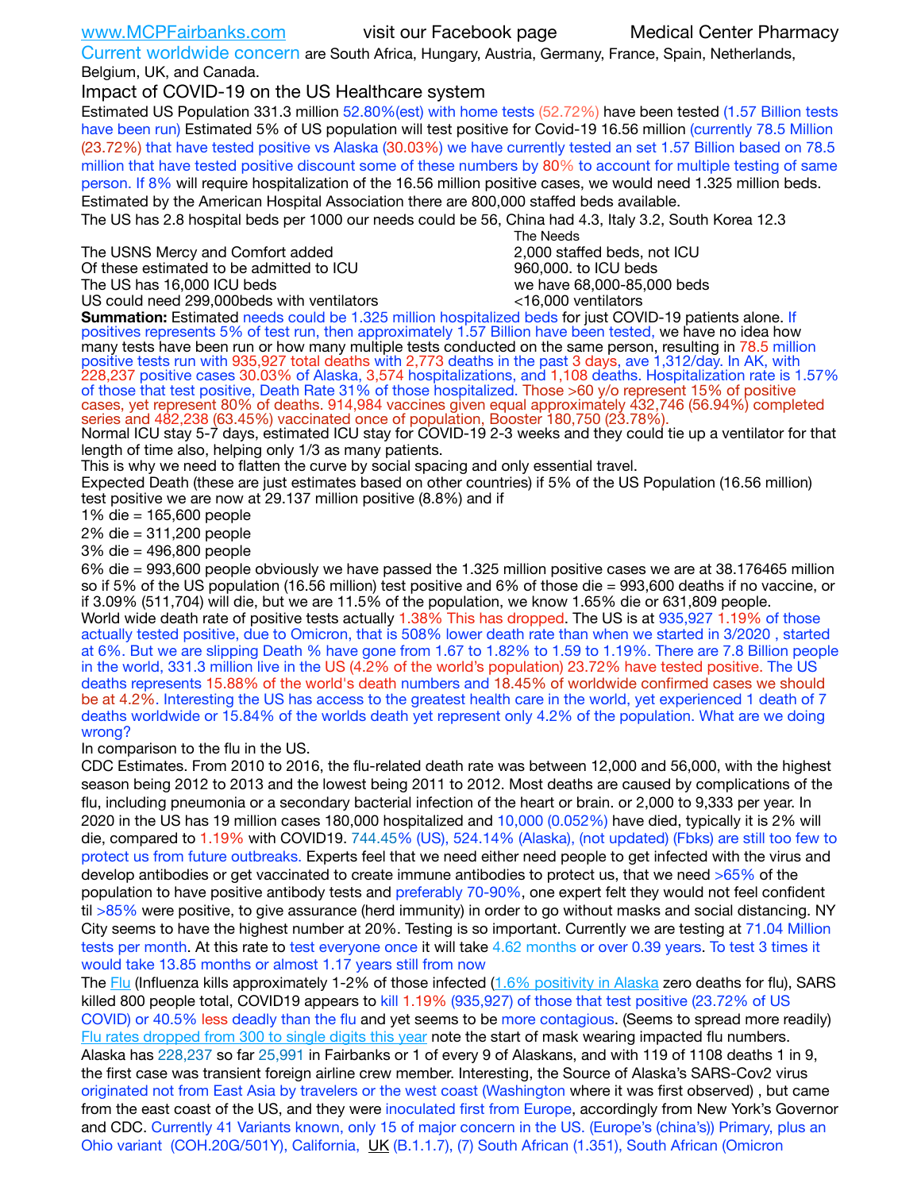www.MCPFairbanks.com visit our Facebook page Medical Center Pharmacy

Current worldwide concern are South Africa, Hungary, Austria, Germany, France, Spain, Netherlands, Belgium, UK, and Canada.

## Impact of COVID-19 on the US Healthcare system

Estimated US Population 331.3 million 52.80%(est) with home tests (52.72%) have been tested (1.57 Billion tests have been run) Estimated 5% of US population will test positive for Covid-19 16.56 million (currently 78.5 Million (23.72%) that have tested positive vs Alaska (30.03%) we have currently tested an set 1.57 Billion based on 78.5 million that have tested positive discount some of these numbers by 80% to account for multiple testing of same person. If 8% will require hospitalization of the 16.56 million positive cases, we would need 1.325 million beds. Estimated by the American Hospital Association there are 800,000 staffed beds available.

The US has 2.8 hospital beds per 1000 our needs could be 56, China had 4.3, Italy 3.2, South Korea 12.3

| | The Needs |
|---|---|
| The USNS Mercy and Comfort added | 2,000 staffed beds, not ICU |
| Of these estimated to be admitted to ICU | 960,000. to ICU beds |
| The US has 16,000 ICU beds | we have 68,000-85,000 beds |
| US could need 299,000beds with ventilators | <16,000 ventilators |

**Summation:** Estimated needs could be 1.325 million hospitalized beds for just COVID-19 patients alone. If positives represents 5% of test run, then approximately 1.57 Billion have been tested, we have no idea how many tests have been run or how many multiple tests conducted on the same person, resulting in 78.5 million positive tests run with 935,927 total deaths with 2,773 deaths in the past 3 days, ave 1,312/day. In AK, with 228,237 positive cases 30.03% of Alaska, 3,574 hospitalizations, and 1,108 deaths. Hospitalization rate is 1.57% of those that test positive, Death Rate 31% of those hospitalized. Those >60 y/o represent 15% of positive cases, yet represent 80% of deaths. 914,984 vaccines given equal approximately 432,746 (56.94%) completed series and 482,238 (63.45%) vaccinated once of population, Booster 180,750 (23.78%).

Normal ICU stay 5-7 days, estimated ICU stay for COVID-19 2-3 weeks and they could tie up a ventilator for that length of time also, helping only 1/3 as many patients.

This is why we need to flatten the curve by social spacing and only essential travel.

Expected Death (these are just estimates based on other countries) if 5% of the US Population (16.56 million) test positive we are now at 29.137 million positive (8.8%) and if

1% die = 165,600 people
2% die = 311,200 people
3% die = 496,800 people
6% die = 993,600 people obviously we have passed the 1.325 million positive cases we are at 38.176465 million so if 5% of the US population (16.56 million) test positive and 6% of those die = 993,600 deaths if no vaccine, or if 3.09% (511,704) will die, but we are 11.5% of the population, we know 1.65% die or 631,809 people.

World wide death rate of positive tests actually 1.38% This has dropped. The US is at 935,927 1.19% of those actually tested positive, due to Omicron, that is 508% lower death rate than when we started in 3/2020 , started at 6%. But we are slipping Death % have gone from 1.67 to 1.82% to 1.59 to 1.19%. There are 7.8 Billion people in the world, 331.3 million live in the US (4.2% of the world's population) 23.72% have tested positive. The US deaths represents 15.88% of the world's death numbers and 18.45% of worldwide confirmed cases we should be at 4.2%. Interesting the US has access to the greatest health care in the world, yet experienced 1 death of 7 deaths worldwide or 15.84% of the worlds death yet represent only 4.2% of the population. What are we doing wrong?

In comparison to the flu in the US.

CDC Estimates. From 2010 to 2016, the flu-related death rate was between 12,000 and 56,000, with the highest season being 2012 to 2013 and the lowest being 2011 to 2012. Most deaths are caused by complications of the flu, including pneumonia or a secondary bacterial infection of the heart or brain. or 2,000 to 9,333 per year. In 2020 in the US has 19 million cases 180,000 hospitalized and 10,000 (0.052%) have died, typically it is 2% will die, compared to 1.19% with COVID19. 744.45% (US), 524.14% (Alaska), (not updated) (Fbks) are still too few to protect us from future outbreaks. Experts feel that we need either need people to get infected with the virus and develop antibodies or get vaccinated to create immune antibodies to protect us, that we need >65% of the population to have positive antibody tests and preferably 70-90%, one expert felt they would not feel confident til >85% were positive, to give assurance (herd immunity) in order to go without masks and social distancing. NY City seems to have the highest number at 20%. Testing is so important. Currently we are testing at 71.04 Million tests per month. At this rate to test everyone once it will take 4.62 months or over 0.39 years. To test 3 times it would take 13.85 months or almost 1.17 years still from now

The Flu (Influenza kills approximately 1-2% of those infected (1.6% positivity in Alaska zero deaths for flu), SARS killed 800 people total, COVID19 appears to kill 1.19% (935,927) of those that test positive (23.72% of US COVID) or 40.5% less deadly than the flu and yet seems to be more contagious. (Seems to spread more readily) Flu rates dropped from 300 to single digits this year note the start of mask wearing impacted flu numbers.

Alaska has 228,237 so far 25,991 in Fairbanks or 1 of every 9 of Alaskans, and with 119 of 1108 deaths 1 in 9, the first case was transient foreign airline crew member. Interesting, the Source of Alaska's SARS-Cov2 virus originated not from East Asia by travelers or the west coast (Washington where it was first observed) , but came from the east coast of the US, and they were inoculated first from Europe, accordingly from New York's Governor and CDC. Currently 41 Variants known, only 15 of major concern in the US. (Europe's (china's)) Primary, plus an Ohio variant (COH.20G/501Y), California, UK (B.1.1.7), (7) South African (1.351), South African (Omicron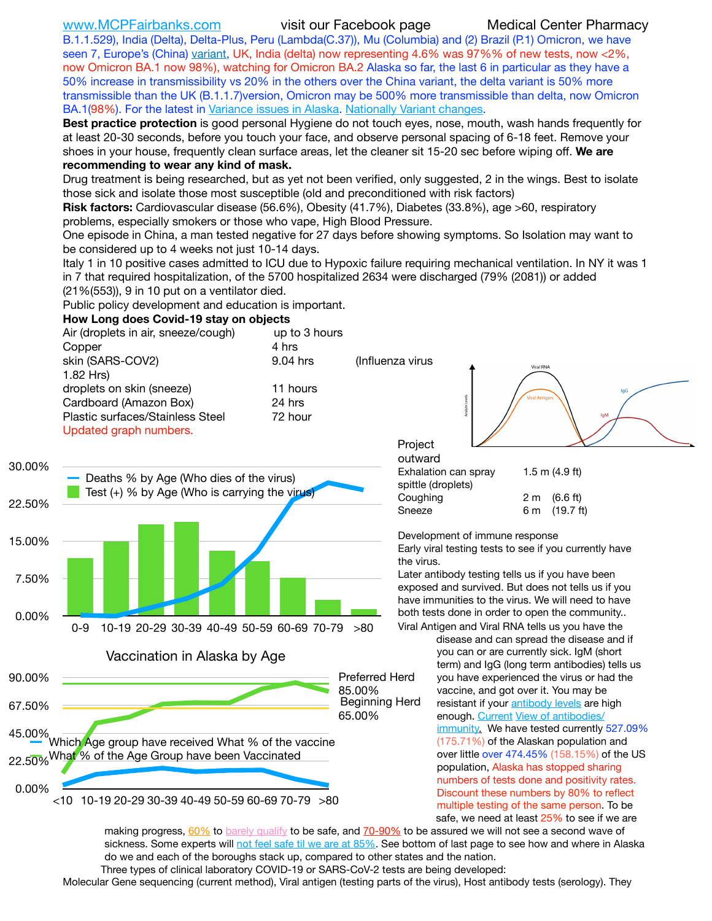www.MCPFairbanks.com visit our Facebook page Medical Center Pharmacy

B.1.1.529), India (Delta), Delta-Plus, Peru (Lambda(C.37)), Mu (Columbia) and (2) Brazil (P.1) Omicron, we have seen 7, Europe's (China) variant, UK, India (delta) now representing 4.6% was 97%% of new tests, now <2%, now Omicron BA.1 now 98%), watching for Omicron BA.2 Alaska so far, the last 6 in particular as they have a 50% increase in transmissibility vs 20% in the others over the China variant, the delta variant is 50% more transmissible than the UK (B.1.1.7)version, Omicron may be 500% more transmissible than delta, now Omicron BA.1(98%). For the latest in Variance issues in Alaska. Nationally Variant changes.

**Best practice protection** is good personal Hygiene do not touch eyes, nose, mouth, wash hands frequently for at least 20-30 seconds, before you touch your face, and observe personal spacing of 6-18 feet. Remove your shoes in your house, frequently clean surface areas, let the cleaner sit 15-20 sec before wiping off. **We are recommending to wear any kind of mask.**

Drug treatment is being researched, but as yet not been verified, only suggested, 2 in the wings. Best to isolate those sick and isolate those most susceptible (old and preconditioned with risk factors)

**Risk factors:** Cardiovascular disease (56.6%), Obesity (41.7%), Diabetes (33.8%), age >60, respiratory problems, especially smokers or those who vape, High Blood Pressure.

One episode in China, a man tested negative for 27 days before showing symptoms. So Isolation may want to be considered up to 4 weeks not just 10-14 days.

Italy 1 in 10 positive cases admitted to ICU due to Hypoxic failure requiring mechanical ventilation. In NY it was 1 in 7 that required hospitalization, of the 5700 hospitalized 2634 were discharged (79% (2081)) or added (21%(553)), 9 in 10 put on a ventilator died.

Public policy development and education is important.

**How Long does Covid-19 stay on objects**

| | | |
|---|---|---|
| Air (droplets in air, sneeze/cough) | up to 3 hours | |
| Copper | 4 hrs | |
| skin (SARS-COV2) | 9.04 hrs | (Influenza virus 1.82 Hrs) |
| droplets on skin (sneeze) | 11 hours | |
| Cardboard (Amazon Box) | 24 hrs | |
| Plastic surfaces/Stainless Steel | 72 hour | |

Updated graph numbers.

Project outward

| | |
|---|---|
| Exhalation can spray spittle (droplets) | 1.5 m (4.9 ft) |
| Coughing | 2 m (6.6 ft) |
| Sneeze | 6 m (19.7 ft) |

Development of immune response

Early viral testing tests to see if you currently have the virus.

Later antibody testing tells us if you have been exposed and survived. But does not tells us if you have immunities to the virus. We will need to have both tests done in order to open the community..

Viral Antigen and Viral RNA tells us you have the disease and can spread the disease and if you can or are currently sick. IgM (short term) and IgG (long term antibodies) tells us you have experienced the virus or had the vaccine, and got over it. You may be resistant if your antibody levels are high enough. Current View of antibodies/ immunity. We have tested currently 527.09% (175.71%) of the Alaskan population and over little over 474.45% (158.15%) of the US population, Alaska has stopped sharing numbers of tests done and positivity rates. Discount these numbers by 80% to reflect multiple testing of the same person. To be safe, we need at least 25% to see if we are making progress, 60% to barely qualify to be safe, and 70-90% to be assured we will not see a second wave of sickness. Some experts will not feel safe til we are at 85%. See bottom of last page to see how and where in Alaska do we and each of the boroughs stack up, compared to other states and the nation.

Three types of clinical laboratory COVID-19 or SARS-CoV-2 tests are being developed:

Molecular Gene sequencing (current method), Viral antigen (testing parts of the virus), Host antibody tests (serology). They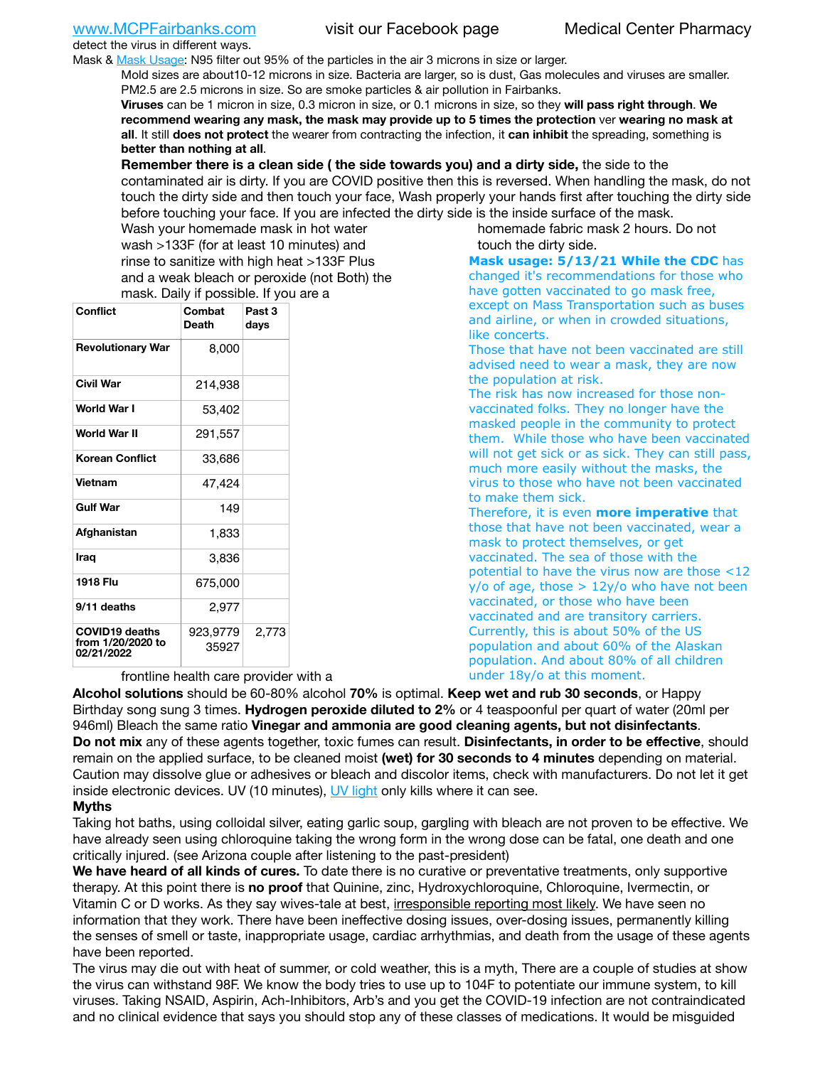detect the virus in different ways.

Mask & Mask Usage: N95 filter out 95% of the particles in the air 3 microns in size or larger.

Mold sizes are about10-12 microns in size. Bacteria are larger, so is dust, Gas molecules and viruses are smaller. PM2.5 are 2.5 microns in size. So are smoke particles & air pollution in Fairbanks.

**Viruses** can be 1 micron in size, 0.3 micron in size, or 0.1 microns in size, so they **will pass right through**. **We recommend wearing any mask, the mask may provide up to 5 times the protection** ver **wearing no mask at all**. It still **does not protect** the wearer from contracting the infection, it **can inhibit** the spreading, something is **better than nothing at all**.

**Remember there is a clean side ( the side towards you) and a dirty side,** the side to the contaminated air is dirty. If you are COVID positive then this is reversed. When handling the mask, do not touch the dirty side and then touch your face, Wash properly your hands first after touching the dirty side before touching your face. If you are infected the dirty side is the inside surface of the mask.

Wash your homemade mask in hot water wash >133F (for at least 10 minutes) and rinse to sanitize with high heat >133F Plus and a weak bleach or peroxide (not Both) the mask. Daily if possible. If you are a frontline health care provider with a homemade fabric mask 2 hours. Do not touch the dirty side.

| Conflict | Combat Death | Past 3 days |
|---|---|---|
| Revolutionary War | 8,000 | |
| Civil War | 214,938 | |
| World War I | 53,402 | |
| World War II | 291,557 | |
| Korean Conflict | 33,686 | |
| Vietnam | 47,424 | |
| Gulf War | 149 | |
| Afghanistan | 1,833 | |
| Iraq | 3,836 | |
| 1918 Flu | 675,000 | |
| 9/11 deaths | 2,977 | |
| COVID19 deaths from 1/20/2020 to 02/21/2022 | 923,9779 35927 | 2,773 |

**Mask usage: 5/13/21 While the CDC** has changed it's recommendations for those who have gotten vaccinated to go mask free, except on Mass Transportation such as buses and airline, or when in crowded situations, like concerts.

Those that have not been vaccinated are still advised need to wear a mask, they are now the population at risk.

The risk has now increased for those non-vaccinated folks. They no longer have the masked people in the community to protect them. While those who have been vaccinated will not get sick or as sick. They can still pass, much more easily without the masks, the virus to those who have not been vaccinated to make them sick.

Therefore, it is even **more imperative** that those that have not been vaccinated, wear a mask to protect themselves, or get vaccinated. The sea of those with the potential to have the virus now are those <12 y/o of age, those > 12y/o who have not been vaccinated, or those who have been vaccinated and are transitory carriers. Currently, this is about 50% of the US population and about 60% of the Alaskan population. And about 80% of all children under 18y/o at this moment.

**Alcohol solutions** should be 60-80% alcohol **70%** is optimal. **Keep wet and rub 30 seconds**, or Happy Birthday song sung 3 times. **Hydrogen peroxide diluted to 2%** or 4 teaspoonful per quart of water (20ml per 946ml) Bleach the same ratio **Vinegar and ammonia are good cleaning agents, but not disinfectants**.

**Do not mix** any of these agents together, toxic fumes can result. **Disinfectants, in order to be effective**, should remain on the applied surface, to be cleaned moist **(wet) for 30 seconds to 4 minutes** depending on material. Caution may dissolve glue or adhesives or bleach and discolor items, check with manufacturers. Do not let it get inside electronic devices. UV (10 minutes), UV light only kills where it can see.

**Myths**

Taking hot baths, using colloidal silver, eating garlic soup, gargling with bleach are not proven to be effective. We have already seen using chloroquine taking the wrong form in the wrong dose can be fatal, one death and one critically injured. (see Arizona couple after listening to the past-president)

**We have heard of all kinds of cures.** To date there is no curative or preventative treatments, only supportive therapy. At this point there is **no proof** that Quinine, zinc, Hydroxychloroquine, Chloroquine, Ivermectin, or Vitamin C or D works. As they say wives-tale at best, irresponsible reporting most likely. We have seen no information that they work. There have been ineffective dosing issues, over-dosing issues, permanently killing the senses of smell or taste, inappropriate usage, cardiac arrhythmias, and death from the usage of these agents have been reported.

The virus may die out with heat of summer, or cold weather, this is a myth, There are a couple of studies at show the virus can withstand 98F. We know the body tries to use up to 104F to potentiate our immune system, to kill viruses. Taking NSAID, Aspirin, Ach-Inhibitors, Arb's and you get the COVID-19 infection are not contraindicated and no clinical evidence that says you should stop any of these classes of medications. It would be misguided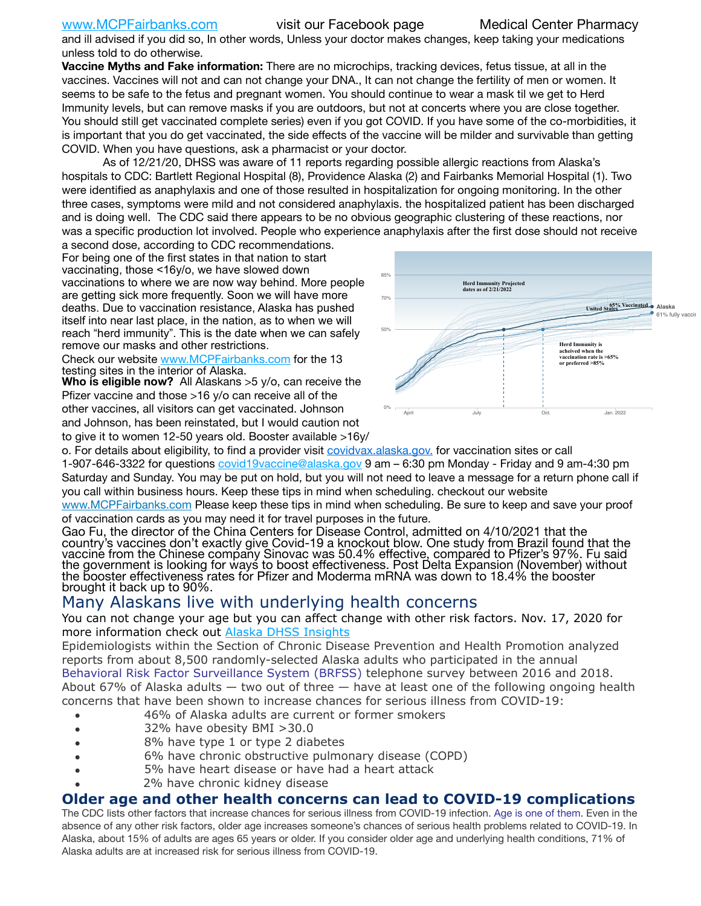and ill advised if you did so, In other words, Unless your doctor makes changes, keep taking your medications unless told to do otherwise.

**Vaccine Myths and Fake information:** There are no microchips, tracking devices, fetus tissue, at all in the vaccines. Vaccines will not and can not change your DNA., It can not change the fertility of men or women. It seems to be safe to the fetus and pregnant women. You should continue to wear a mask til we get to Herd Immunity levels, but can remove masks if you are outdoors, but not at concerts where you are close together. You should still get vaccinated complete series) even if you got COVID. If you have some of the co-morbidities, it is important that you do get vaccinated, the side effects of the vaccine will be milder and survivable than getting COVID. When you have questions, ask a pharmacist or your doctor.

As of 12/21/20, DHSS was aware of 11 reports regarding possible allergic reactions from Alaska's hospitals to CDC: Bartlett Regional Hospital (8), Providence Alaska (2) and Fairbanks Memorial Hospital (1). Two were identified as anaphylaxis and one of those resulted in hospitalization for ongoing monitoring. In the other three cases, symptoms were mild and not considered anaphylaxis. the hospitalized patient has been discharged and is doing well. The CDC said there appears to be no obvious geographic clustering of these reactions, nor was a specific production lot involved. People who experience anaphylaxis after the first dose should not receive a second dose, according to CDC recommendations.

For being one of the first states in that nation to start vaccinating, those <16y/o, we have slowed down vaccinations to where we are now way behind. More people are getting sick more frequently. Soon we will have more deaths. Due to vaccination resistance, Alaska has pushed itself into near last place, in the nation, as to when we will reach "herd immunity". This is the date when we can safely remove our masks and other restrictions.

Herd Immunity Projected dates as of 2/21/2022

Herd Immunity is acheived when the vaccination rate is >65% or preferred >85%

Check our website www.MCPFairbanks.com for the 13 testing sites in the interior of Alaska.

**Who is eligible now?** All Alaskans >5 y/o, can receive the Pfizer vaccine and those >16 y/o can receive all of the other vaccines, all visitors can get vaccinated. Johnson and Johnson, has been reinstated, but I would caution not to give it to women 12-50 years old. Booster available >16y/o. For details about eligibility, to find a provider visit covidvax.alaska.gov. for vaccination sites or call 1-907-646-3322 for questions covid19vaccine@alaska.gov 9 am – 6:30 pm Monday - Friday and 9 am-4:30 pm Saturday and Sunday. You may be put on hold, but you will not need to leave a message for a return phone call if you call within business hours. Keep these tips in mind when scheduling. checkout our website www.MCPFairbanks.com Please keep these tips in mind when scheduling. Be sure to keep and save your proof of vaccination cards as you may need it for travel purposes in the future.

Gao Fu, the director of the China Centers for Disease Control, admitted on 4/10/2021 that the country's vaccines don't exactly give Covid-19 a knockout blow. One study from Brazil found that the vaccine from the Chinese company Sinovac was 50.4% effective, compared to Pfizer's 97%. Fu said the government is looking for ways to boost effectiveness. Post Delta Expansion (November) without the booster effectiveness rates for Pfizer and Moderma mRNA was down to 18.4% the booster brought it back up to 90%.

## Many Alaskans live with underlying health concerns

You can not change your age but you can affect change with other risk factors. Nov. 17, 2020 for more information check out Alaska DHSS Insights

Epidemiologists within the Section of Chronic Disease Prevention and Health Promotion analyzed reports from about 8,500 randomly-selected Alaska adults who participated in the annual Behavioral Risk Factor Surveillance System (BRFSS) telephone survey between 2016 and 2018. About 67% of Alaska adults — two out of three — have at least one of the following ongoing health concerns that have been shown to increase chances for serious illness from COVID-19:

- 46% of Alaska adults are current or former smokers
- 32% have obesity BMI >30.0
- 8% have type 1 or type 2 diabetes
- 6% have chronic obstructive pulmonary disease (COPD)
- 5% have heart disease or have had a heart attack
- 2% have chronic kidney disease

## Older age and other health concerns can lead to COVID-19 complications

The CDC lists other factors that increase chances for serious illness from COVID-19 infection. Age is one of them. Even in the absence of any other risk factors, older age increases someone's chances of serious health problems related to COVID-19. In Alaska, about 15% of adults are ages 65 years or older. If you consider older age and underlying health conditions, 71% of Alaska adults are at increased risk for serious illness from COVID-19.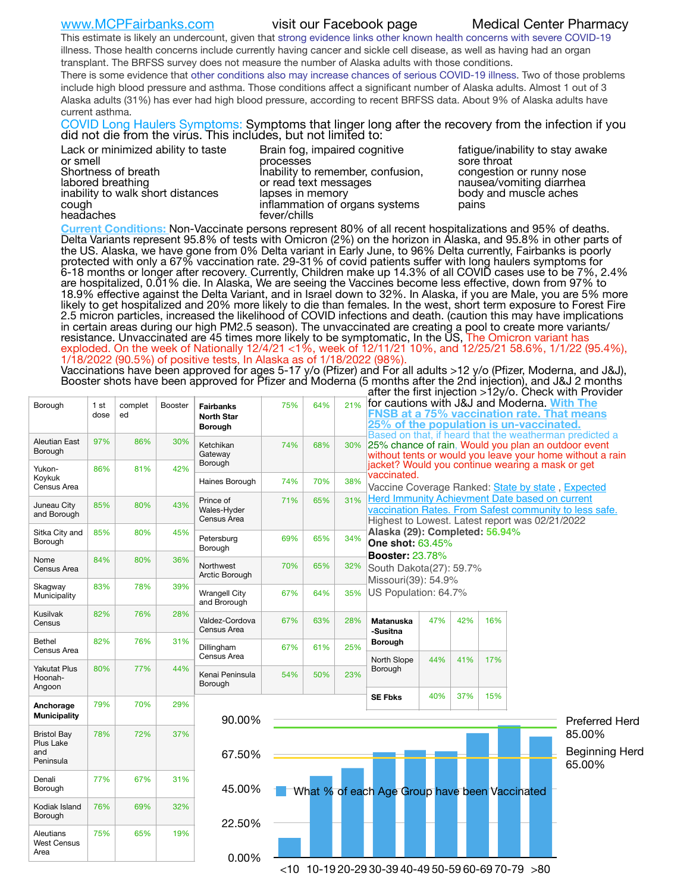www.MCPFairbanks.com visit our Facebook page Medical Center Pharmacy

This estimate is likely an undercount, given that strong evidence links other known health concerns with severe COVID-19 illness. Those health concerns include currently having cancer and sickle cell disease, as well as having had an organ transplant. The BRFSS survey does not measure the number of Alaska adults with those conditions.

There is some evidence that other conditions also may increase chances of serious COVID-19 illness. Two of those problems include high blood pressure and asthma. Those conditions affect a significant number of Alaska adults. Almost 1 out of 3 Alaska adults (31%) has ever had high blood pressure, according to recent BRFSS data. About 9% of Alaska adults have current asthma.

COVID Long Haulers Symptoms: Symptoms that linger long after the recovery from the infection if you did not die from the virus. This includes, but not limited to:

- Lack or minimized ability to taste or smell
- Shortness of breath
- labored breathing
- inability to walk short distances
- cough
- headaches
- Brain fog, impaired cognitive processes
- Inability to remember, confusion, or read text messages
- lapses in memory
- inflammation of organs systems
- fever/chills
- fatigue/inability to stay awake
- sore throat
- congestion or runny nose
- nausea/vomiting diarrhea
- body and muscle aches
- pains

**Current Conditions:** Non-Vaccinate persons represent 80% of all recent hospitalizations and 95% of deaths. Delta Variants represent 95.8% of tests with Omicron (2%) on the horizon in Alaska, and 95.8% in other parts of the US. Alaska, we have gone from 0% Delta variant in Early June, to 96% Delta currently, Fairbanks is poorly protected with only a 67% vaccination rate. 29-31% of covid patients suffer with long haulers symptoms for 6-18 months or longer after recovery. Currently, Children make up 14.3% of all COVID cases use to be 7%, 2.4% are hospitalized, 0.01% die. In Alaska, We are seeing the Vaccines become less effective, down from 97% to 18.9% effective against the Delta Variant, and in Israel down to 32%. In Alaska, if you are Male, you are 5% more likely to get hospitalized and 20% more likely to die than females. In the west, short term exposure to Forest Fire 2.5 micron particles, increased the likelihood of COVID infections and death. (caution this may have implications in certain areas during our high PM2.5 season). The unvaccinated are creating a pool to create more variants/resistance. Unvaccinated are 45 times more likely to be symptomatic, In the US, The Omicron variant has exploded. On the week of Nationally 12/4/21 <1%, week of 12/11/21 10%, and 12/25/21 58.6%, 1/1/22 (95.4%), 1/18/2022 (90.5%) of positive tests, In Alaska as of 1/18/2022 (98%).

Vaccinations have been approved for ages 5-17 y/o (Pfizer) and For all adults >12 y/o (Pfizer, Moderna, and J&J), Booster shots have been approved for Pfizer and Moderna (5 months after the 2nd injection), and J&J 2 months after the first injection >12y/o. Check with Provider for cautions with J&J and Moderna. **With The FNSB at a 75% vaccination rate. That means 25% of the population is un-vaccinated.** Based on that, if heard that the weatherman predicted a 25% chance of rain, Would you plan an outdoor event without tents or would you leave your home without a rain jacket? Would you continue wearing a mask or get vaccinated.

| Borough | 1 st dose | completed | Booster |
|---|---|---|---|
| Aleutian East Borough | 97% | 86% | 30% |
| Yukon-Koykuk Census Area | 86% | 81% | 42% |
| Juneau City and Borough | 85% | 80% | 43% |
| Sitka City and Borough | 85% | 80% | 45% |
| Nome Census Area | 84% | 80% | 36% |
| Skagway Municipality | 83% | 78% | 39% |
| Kusilvak Census | 82% | 76% | 28% |
| Bethel Census Area | 82% | 76% | 31% |
| Yakutat Plus Hoonah-Angoon | 80% | 77% | 44% |
| **Anchorage Municipality** | 79% | 70% | 29% |
| Bristol Bay Plus Lake and Peninsula | 78% | 72% | 37% |
| Denali Borough | 77% | 67% | 31% |
| Kodiak Island Borough | 76% | 69% | 32% |
| Aleutians West Census Area | 75% | 65% | 19% |
| **Fairbanks North Star Borough** | 75% | 64% | 21% |
| Ketchikan Gateway Borough | 74% | 68% | 30% |
| Haines Borough | 74% | 70% | 38% |
| Prince of Wales-Hyder Census Area | 71% | 65% | 31% |
| Petersburg Borough | 69% | 65% | 34% |
| Northwest Arctic Borough | 70% | 65% | 32% |
| Wrangell City and Brorough | 67% | 64% | 35% |
| Valdez-Cordova Census Area | 67% | 63% | 28% |
| Dillingham Census Area | 67% | 61% | 25% |
| Kenai Peninsula Borough | 54% | 50% | 23% |
| **Matanuska-Susitna Borough** | 47% | 42% | 16% |
| North Slope Borough | 44% | 41% | 17% |
| **SE Fbks** | 40% | 37% | 15% |

Vaccine Coverage Ranked: State by state, Expected Herd Immunity Achievment Date based on current vaccination Rates. From Safest community to less safe. Highest to Lowest. Latest report was 02/21/2022

**Alaska (29): Completed:** 56.94%
**One shot:** 63.45%
**Booster:** 23.78%
South Dakota(27): 59.7%
Missouri(39): 54.9%
US Population: 64.7%

What % of each Age Group have been Vaccinated
90.00%
67.50%
45.00%
22.50%
0.00%
<10 10-19 20-29 30-39 40-49 50-59 60-69 70-79 >80
Preferred Herd 85.00%
Beginning Herd 65.00%